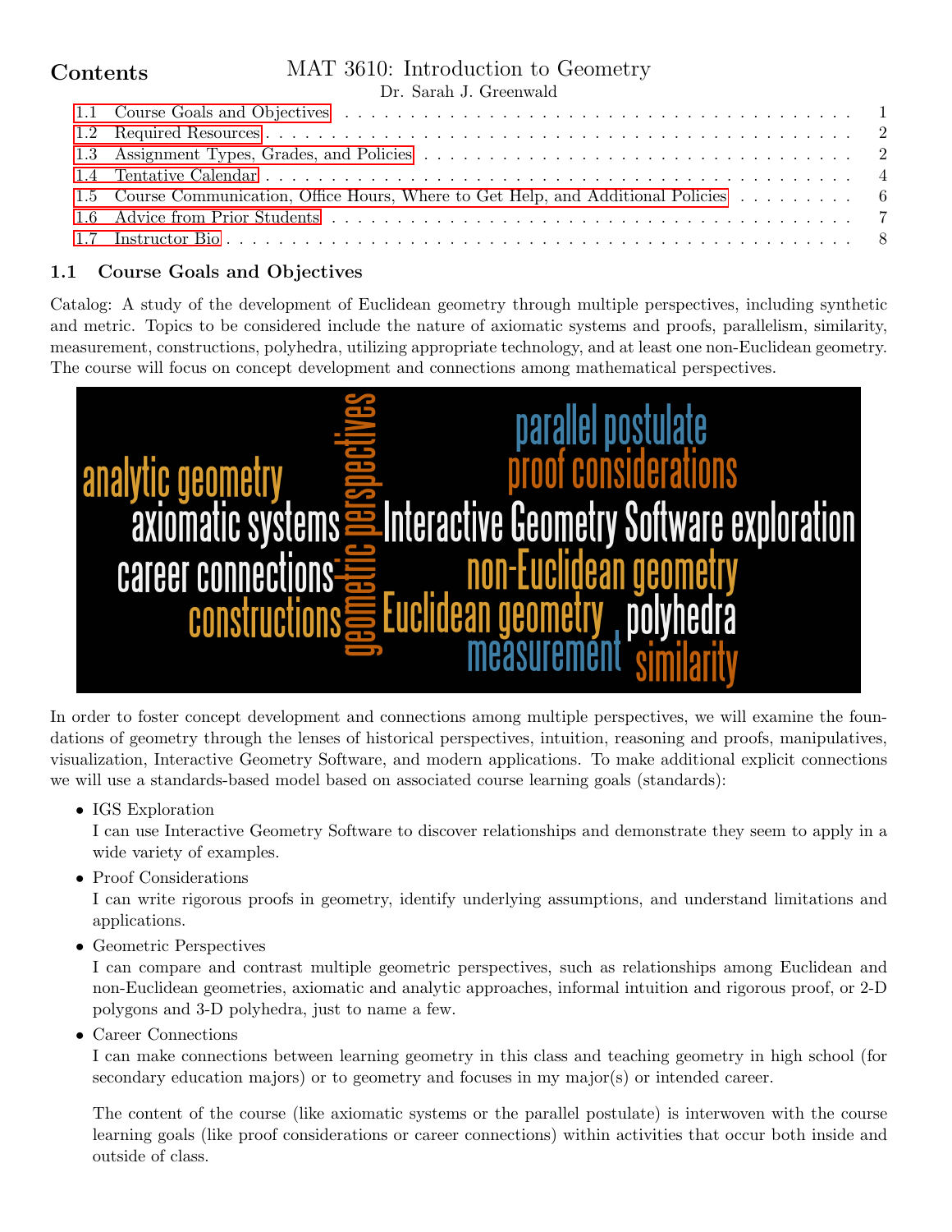# MAT 3610: Introduction to Geometry

Dr. Sarah J. Greenwald

## Contents

- 1.1 Course Goals and Objectives . . . 1
- 1.2 Required Resources . . . 2
- 1.3 Assignment Types, Grades, and Policies . . . 2
- 1.4 Tentative Calendar . . . 4
- 1.5 Course Communication, Office Hours, Where to Get Help, and Additional Policies . . . 6
- 1.6 Advice from Prior Students . . . 7
- 1.7 Instructor Bio . . . 8

### 1.1 Course Goals and Objectives

Catalog: A study of the development of Euclidean geometry through multiple perspectives, including synthetic and metric. Topics to be considered include the nature of axiomatic systems and proofs, parallelism, similarity, measurement, constructions, polyhedra, utilizing appropriate technology, and at least one non-Euclidean geometry. The course will focus on concept development and connections among mathematical perspectives.

In order to foster concept development and connections among multiple perspectives, we will examine the foundations of geometry through the lenses of historical perspectives, intuition, reasoning and proofs, manipulatives, visualization, Interactive Geometry Software, and modern applications. To make additional explicit connections we will use a standards-based model based on associated course learning goals (standards):

- IGS Exploration
  I can use Interactive Geometry Software to discover relationships and demonstrate they seem to apply in a wide variety of examples.
- Proof Considerations
  I can write rigorous proofs in geometry, identify underlying assumptions, and understand limitations and applications.
- Geometric Perspectives
  I can compare and contrast multiple geometric perspectives, such as relationships among Euclidean and non-Euclidean geometries, axiomatic and analytic approaches, informal intuition and rigorous proof, or 2-D polygons and 3-D polyhedra, just to name a few.
- Career Connections
  I can make connections between learning geometry in this class and teaching geometry in high school (for secondary education majors) or to geometry and focuses in my major(s) or intended career.

The content of the course (like axiomatic systems or the parallel postulate) is interwoven with the course learning goals (like proof considerations or career connections) within activities that occur both inside and outside of class.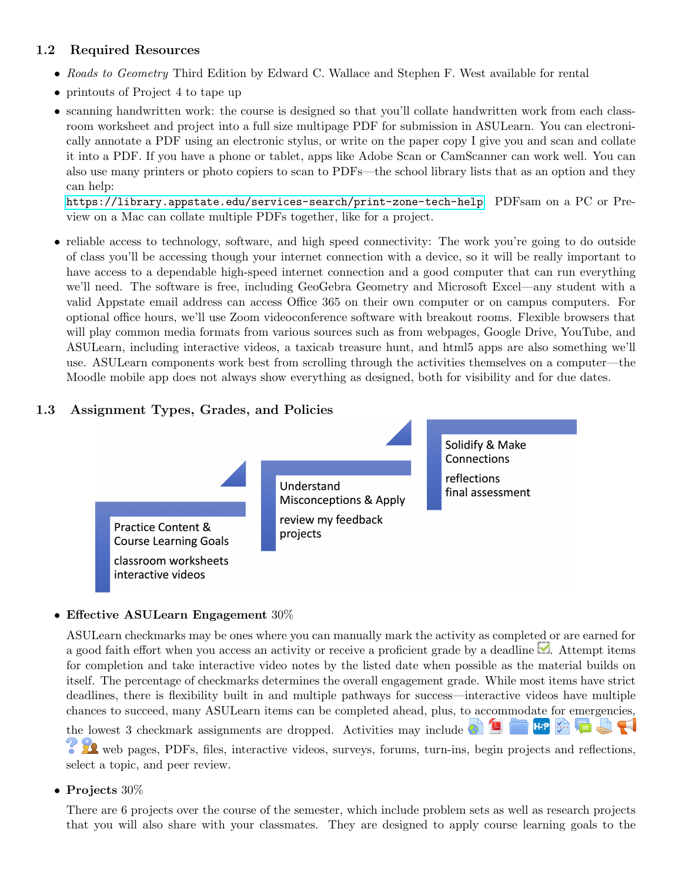## 1.2 Required Resources

- *Roads to Geometry* Third Edition by Edward C. Wallace and Stephen F. West available for rental
- printouts of Project 4 to tape up
- scanning handwritten work: the course is designed so that you'll collate handwritten work from each classroom worksheet and project into a full size multipage PDF for submission in ASULearn. You can electronically annotate a PDF using an electronic stylus, or write on the paper copy I give you and scan and collate it into a PDF. If you have a phone or tablet, apps like Adobe Scan or CamScanner can work well. You can also use many printers or photo copiers to scan to PDFs—the school library lists that as an option and they can help: https://library.appstate.edu/services-search/print-zone-tech-help PDFsam on a PC or Preview on a Mac can collate multiple PDFs together, like for a project.
- reliable access to technology, software, and high speed connectivity: The work you're going to do outside of class you'll be accessing though your internet connection with a device, so it will be really important to have access to a dependable high-speed internet connection and a good computer that can run everything we'll need. The software is free, including GeoGebra Geometry and Microsoft Excel—any student with a valid Appstate email address can access Office 365 on their own computer or on campus computers. For optional office hours, we'll use Zoom videoconference software with breakout rooms. Flexible browsers that will play common media formats from various sources such as from webpages, Google Drive, YouTube, and ASULearn, including interactive videos, a taxicab treasure hunt, and html5 apps are also something we'll use. ASULearn components work best from scrolling through the activities themselves on a computer—the Moodle mobile app does not always show everything as designed, both for visibility and for due dates.

## 1.3 Assignment Types, Grades, and Policies

Practice Content & Course Learning Goals
classroom worksheets
interactive videos

Understand Misconceptions & Apply
review my feedback
projects

Solidify & Make Connections
reflections
final assessment

- **Effective ASULearn Engagement** 30%

  ASULearn checkmarks may be ones where you can manually mark the activity as completed or are earned for a good faith effort when you access an activity or receive a proficient grade by a deadline. Attempt items for completion and take interactive video notes by the listed date when possible as the material builds on itself. The percentage of checkmarks determines the overall engagement grade. While most items have strict deadlines, there is flexibility built in and multiple pathways for success—interactive videos have multiple chances to succeed, many ASULearn items can be completed ahead, plus, to accommodate for emergencies, the lowest 3 checkmark assignments are dropped. Activities may include web pages, PDFs, files, interactive videos, surveys, forums, turn-ins, begin projects and reflections, select a topic, and peer review.

- **Projects** 30%

  There are 6 projects over the course of the semester, which include problem sets as well as research projects that you will also share with your classmates. They are designed to apply course learning goals to the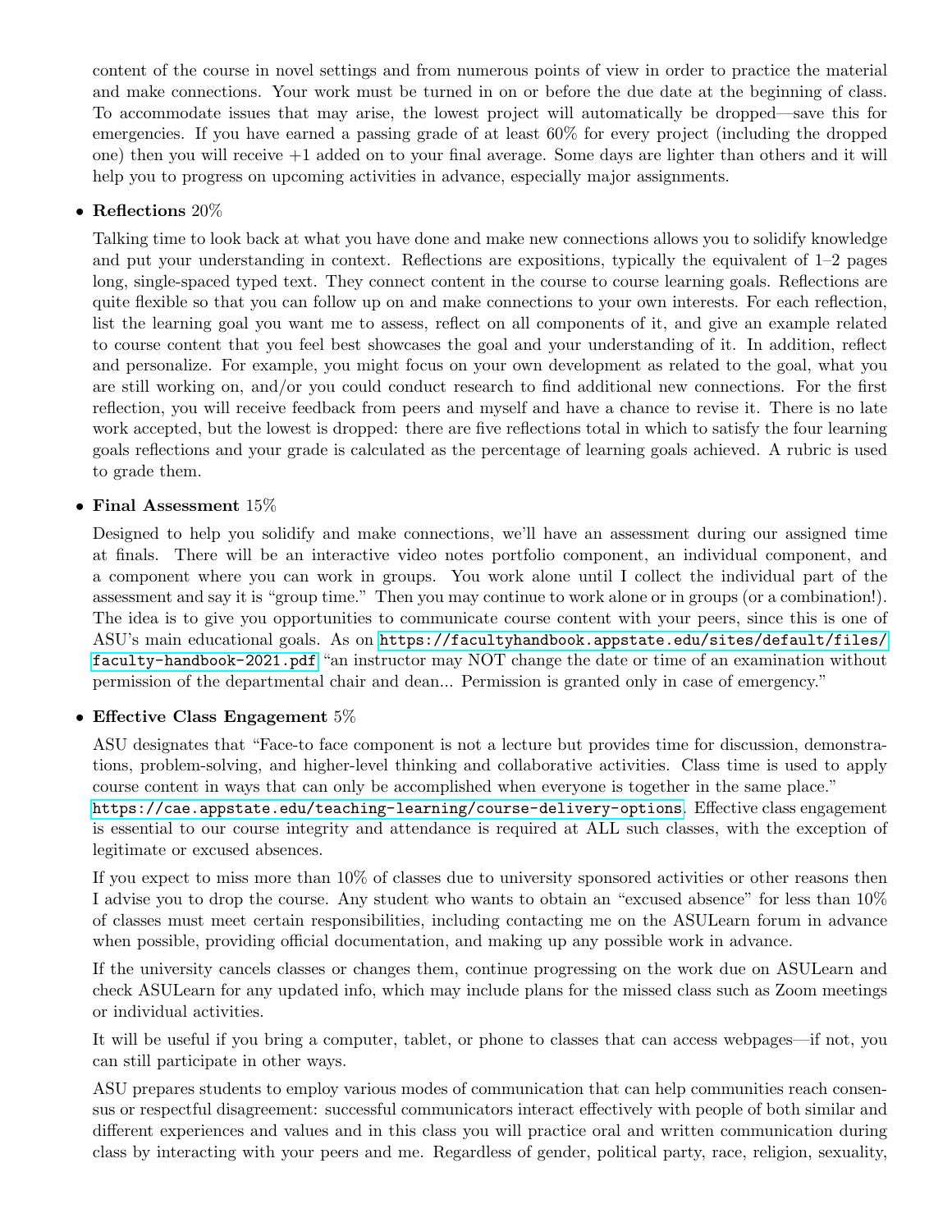content of the course in novel settings and from numerous points of view in order to practice the material and make connections. Your work must be turned in on or before the due date at the beginning of class. To accommodate issues that may arise, the lowest project will automatically be dropped—save this for emergencies. If you have earned a passing grade of at least 60% for every project (including the dropped one) then you will receive +1 added on to your final average. Some days are lighter than others and it will help you to progress on upcoming activities in advance, especially major assignments.

- **Reflections** 20%

  Talking time to look back at what you have done and make new connections allows you to solidify knowledge and put your understanding in context. Reflections are expositions, typically the equivalent of 1–2 pages long, single-spaced typed text. They connect content in the course to course learning goals. Reflections are quite flexible so that you can follow up on and make connections to your own interests. For each reflection, list the learning goal you want me to assess, reflect on all components of it, and give an example related to course content that you feel best showcases the goal and your understanding of it. In addition, reflect and personalize. For example, you might focus on your own development as related to the goal, what you are still working on, and/or you could conduct research to find additional new connections. For the first reflection, you will receive feedback from peers and myself and have a chance to revise it. There is no late work accepted, but the lowest is dropped: there are five reflections total in which to satisfy the four learning goals reflections and your grade is calculated as the percentage of learning goals achieved. A rubric is used to grade them.

- **Final Assessment** 15%

  Designed to help you solidify and make connections, we'll have an assessment during our assigned time at finals. There will be an interactive video notes portfolio component, an individual component, and a component where you can work in groups. You work alone until I collect the individual part of the assessment and say it is "group time." Then you may continue to work alone or in groups (or a combination!). The idea is to give you opportunities to communicate course content with your peers, since this is one of ASU's main educational goals. As on `https://facultyhandbook.appstate.edu/sites/default/files/faculty-handbook-2021.pdf` "an instructor may NOT change the date or time of an examination without permission of the departmental chair and dean... Permission is granted only in case of emergency."

- **Effective Class Engagement** 5%

  ASU designates that "Face-to face component is not a lecture but provides time for discussion, demonstrations, problem-solving, and higher-level thinking and collaborative activities. Class time is used to apply course content in ways that can only be accomplished when everyone is together in the same place." `https://cae.appstate.edu/teaching-learning/course-delivery-options`. Effective class engagement is essential to our course integrity and attendance is required at ALL such classes, with the exception of legitimate or excused absences.

  If you expect to miss more than 10% of classes due to university sponsored activities or other reasons then I advise you to drop the course. Any student who wants to obtain an "excused absence" for less than 10% of classes must meet certain responsibilities, including contacting me on the ASULearn forum in advance when possible, providing official documentation, and making up any possible work in advance.

  If the university cancels classes or changes them, continue progressing on the work due on ASULearn and check ASULearn for any updated info, which may include plans for the missed class such as Zoom meetings or individual activities.

  It will be useful if you bring a computer, tablet, or phone to classes that can access webpages—if not, you can still participate in other ways.

  ASU prepares students to employ various modes of communication that can help communities reach consensus or respectful disagreement: successful communicators interact effectively with people of both similar and different experiences and values and in this class you will practice oral and written communication during class by interacting with your peers and me. Regardless of gender, political party, race, religion, sexuality,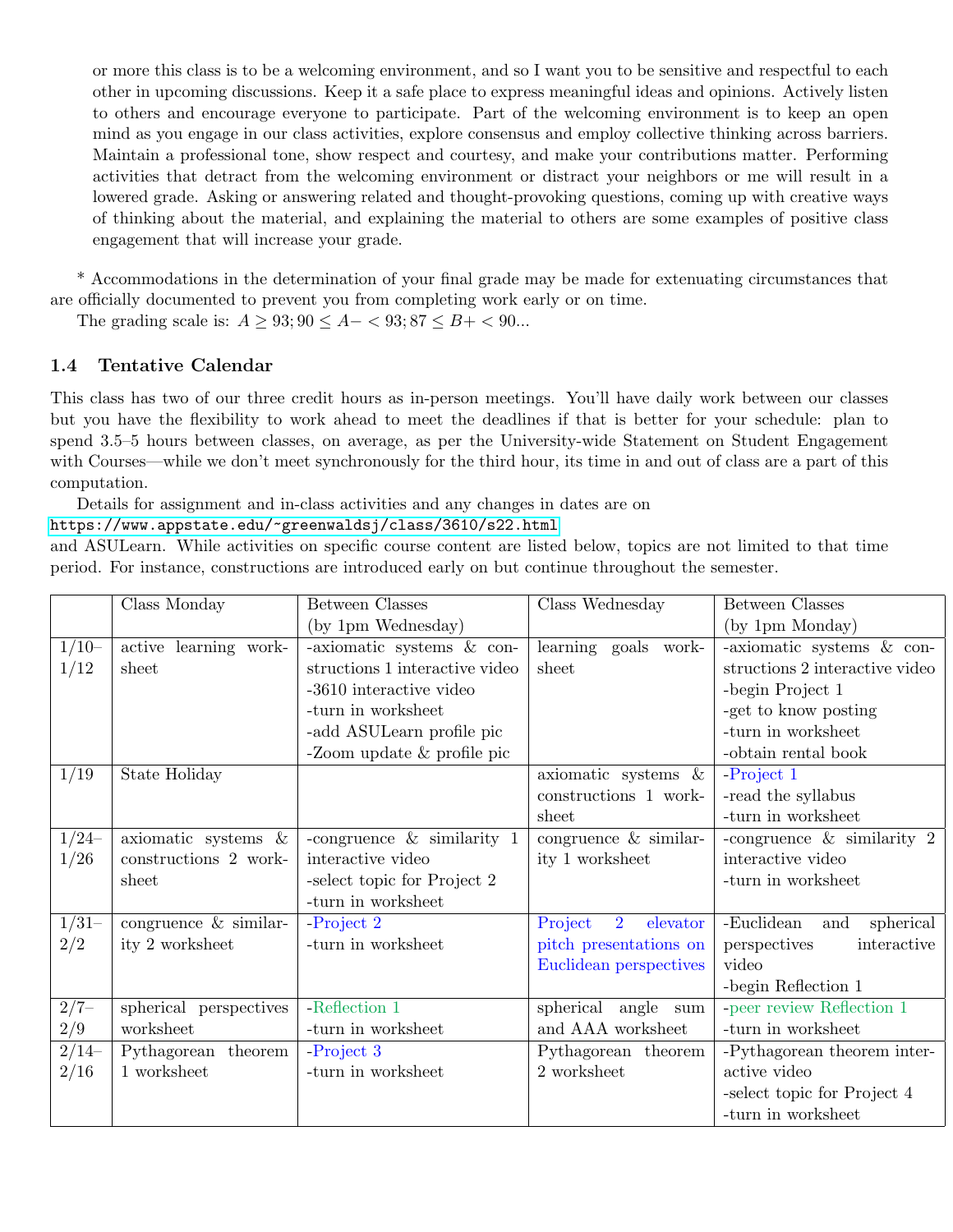or more this class is to be a welcoming environment, and so I want you to be sensitive and respectful to each other in upcoming discussions. Keep it a safe place to express meaningful ideas and opinions. Actively listen to others and encourage everyone to participate. Part of the welcoming environment is to keep an open mind as you engage in our class activities, explore consensus and employ collective thinking across barriers. Maintain a professional tone, show respect and courtesy, and make your contributions matter. Performing activities that detract from the welcoming environment or distract your neighbors or me will result in a lowered grade. Asking or answering related and thought-provoking questions, coming up with creative ways of thinking about the material, and explaining the material to others are some examples of positive class engagement that will increase your grade.

* Accommodations in the determination of your final grade may be made for extenuating circumstances that are officially documented to prevent you from completing work early or on time.

The grading scale is: $A \geq 93; 90 \leq A- < 93; 87 \leq B+ < 90$...

### 1.4 Tentative Calendar

This class has two of our three credit hours as in-person meetings. You'll have daily work between our classes but you have the flexibility to work ahead to meet the deadlines if that is better for your schedule: plan to spend 3.5–5 hours between classes, on average, as per the University-wide Statement on Student Engagement with Courses—while we don't meet synchronously for the third hour, its time in and out of class are a part of this computation.

Details for assignment and in-class activities and any changes in dates are on https://www.appstate.edu/~greenwaldsj/class/3610/s22.html and ASULearn. While activities on specific course content are listed below, topics are not limited to that time period. For instance, constructions are introduced early on but continue throughout the semester.

| | Class Monday | Between Classes (by 1pm Wednesday) | Class Wednesday | Between Classes (by 1pm Monday) |
|---|---|---|---|---|
| 1/10–1/12 | active learning worksheet | -axiomatic systems & constructions 1 interactive video<br>-3610 interactive video<br>-turn in worksheet<br>-add ASULearn profile pic<br>-Zoom update & profile pic | learning goals worksheet | -axiomatic systems & constructions 2 interactive video<br>-begin Project 1<br>-get to know posting<br>-turn in worksheet<br>-obtain rental book |
| 1/19 | State Holiday | | axiomatic systems & constructions 1 worksheet | -Project 1<br>-read the syllabus<br>-turn in worksheet |
| 1/24–1/26 | axiomatic systems & constructions 2 worksheet | -congruence & similarity 1 interactive video<br>-select topic for Project 2<br>-turn in worksheet | congruence & similarity 1 worksheet | -congruence & similarity 2 interactive video<br>-turn in worksheet |
| 1/31–2/2 | congruence & similarity 2 worksheet | -Project 2<br>-turn in worksheet | Project 2 elevator pitch presentations on Euclidean perspectives | -Euclidean and spherical perspectives interactive video<br>-begin Reflection 1 |
| 2/7–2/9 | spherical perspectives worksheet | -Reflection 1<br>-turn in worksheet | spherical angle sum and AAA worksheet | -peer review Reflection 1<br>-turn in worksheet |
| 2/14–2/16 | Pythagorean theorem 1 worksheet | -Project 3<br>-turn in worksheet | Pythagorean theorem 2 worksheet | -Pythagorean theorem interactive video<br>-select topic for Project 4<br>-turn in worksheet |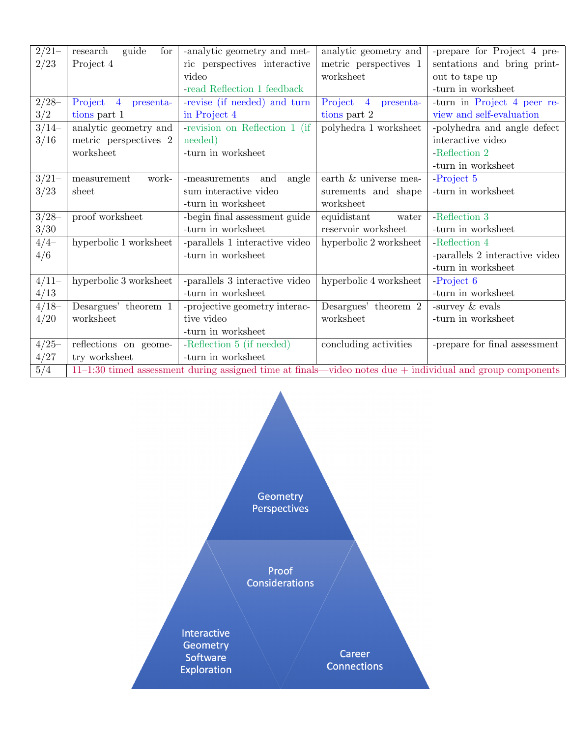| | | | | |
|---|---|---|---|---|
| 2/21–2/23 | research guide for Project 4 | -analytic geometry and metric perspectives interactive video<br>-read Reflection 1 feedback | analytic geometry and metric perspectives 1 worksheet | -prepare for Project 4 presentations and bring printout to tape up<br>-turn in worksheet |
| 2/28–3/2 | Project 4 presentations part 1 | -revise (if needed) and turn in Project 4 | Project 4 presentations part 2 | -turn in Project 4 peer review and self-evaluation |
| 3/14–3/16 | analytic geometry and metric perspectives 2 worksheet | -revision on Reflection 1 (if needed)<br>-turn in worksheet | polyhedra 1 worksheet | -polyhedra and angle defect interactive video<br>-Reflection 2<br>-turn in worksheet |
| 3/21–3/23 | measurement worksheet | -measurements and angle sum interactive video<br>-turn in worksheet | earth & universe measurements and shape worksheet | -Project 5<br>-turn in worksheet |
| 3/28–3/30 | proof worksheet | -begin final assessment guide<br>-turn in worksheet | equidistant water reservoir worksheet | -Reflection 3<br>-turn in worksheet |
| 4/4–4/6 | hyperbolic 1 worksheet | -parallels 1 interactive video<br>-turn in worksheet | hyperbolic 2 worksheet | -Reflection 4<br>-parallels 2 interactive video<br>-turn in worksheet |
| 4/11–4/13 | hyperbolic 3 worksheet | -parallels 3 interactive video<br>-turn in worksheet | hyperbolic 4 worksheet | -Project 6<br>-turn in worksheet |
| 4/18–4/20 | Desargues' theorem 1 worksheet | -projective geometry interactive video<br>-turn in worksheet | Desargues' theorem 2 worksheet | -survey & evals<br>-turn in worksheet |
| 4/25–4/27 | reflections on geometry worksheet | -Reflection 5 (if needed)<br>-turn in worksheet | concluding activities | -prepare for final assessment |
| 5/4 | 11–1:30 timed assessment during assigned time at finals—video notes due + individual and group components | | | |

Geometry Perspectives

Proof Considerations

Interactive Geometry Software Exploration

Career Connections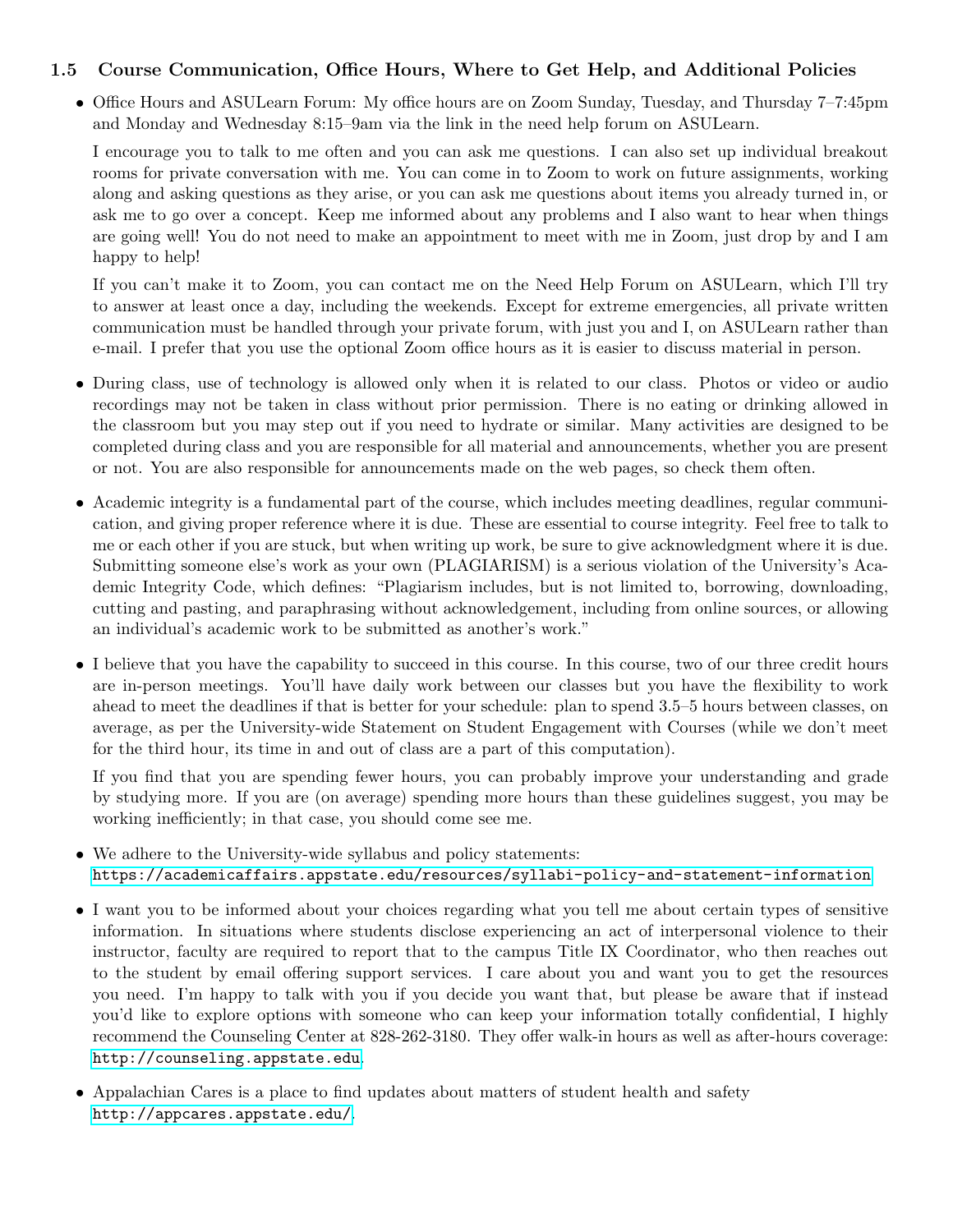### 1.5 Course Communication, Office Hours, Where to Get Help, and Additional Policies

- Office Hours and ASULearn Forum: My office hours are on Zoom Sunday, Tuesday, and Thursday 7–7:45pm and Monday and Wednesday 8:15–9am via the link in the need help forum on ASULearn.

  I encourage you to talk to me often and you can ask me questions. I can also set up individual breakout rooms for private conversation with me. You can come in to Zoom to work on future assignments, working along and asking questions as they arise, or you can ask me questions about items you already turned in, or ask me to go over a concept. Keep me informed about any problems and I also want to hear when things are going well! You do not need to make an appointment to meet with me in Zoom, just drop by and I am happy to help!

  If you can't make it to Zoom, you can contact me on the Need Help Forum on ASULearn, which I'll try to answer at least once a day, including the weekends. Except for extreme emergencies, all private written communication must be handled through your private forum, with just you and I, on ASULearn rather than e-mail. I prefer that you use the optional Zoom office hours as it is easier to discuss material in person.

- During class, use of technology is allowed only when it is related to our class. Photos or video or audio recordings may not be taken in class without prior permission. There is no eating or drinking allowed in the classroom but you may step out if you need to hydrate or similar. Many activities are designed to be completed during class and you are responsible for all material and announcements, whether you are present or not. You are also responsible for announcements made on the web pages, so check them often.

- Academic integrity is a fundamental part of the course, which includes meeting deadlines, regular communication, and giving proper reference where it is due. These are essential to course integrity. Feel free to talk to me or each other if you are stuck, but when writing up work, be sure to give acknowledgment where it is due. Submitting someone else's work as your own (PLAGIARISM) is a serious violation of the University's Academic Integrity Code, which defines: "Plagiarism includes, but is not limited to, borrowing, downloading, cutting and pasting, and paraphrasing without acknowledgement, including from online sources, or allowing an individual's academic work to be submitted as another's work."

- I believe that you have the capability to succeed in this course. In this course, two of our three credit hours are in-person meetings. You'll have daily work between our classes but you have the flexibility to work ahead to meet the deadlines if that is better for your schedule: plan to spend 3.5–5 hours between classes, on average, as per the University-wide Statement on Student Engagement with Courses (while we don't meet for the third hour, its time in and out of class are a part of this computation).

  If you find that you are spending fewer hours, you can probably improve your understanding and grade by studying more. If you are (on average) spending more hours than these guidelines suggest, you may be working inefficiently; in that case, you should come see me.

- We adhere to the University-wide syllabus and policy statements:
  https://academicaffairs.appstate.edu/resources/syllabi-policy-and-statement-information

- I want you to be informed about your choices regarding what you tell me about certain types of sensitive information. In situations where students disclose experiencing an act of interpersonal violence to their instructor, faculty are required to report that to the campus Title IX Coordinator, who then reaches out to the student by email offering support services. I care about you and want you to get the resources you need. I'm happy to talk with you if you decide you want that, but please be aware that if instead you'd like to explore options with someone who can keep your information totally confidential, I highly recommend the Counseling Center at 828-262-3180. They offer walk-in hours as well as after-hours coverage: http://counseling.appstate.edu.

- Appalachian Cares is a place to find updates about matters of student health and safety http://appcares.appstate.edu/.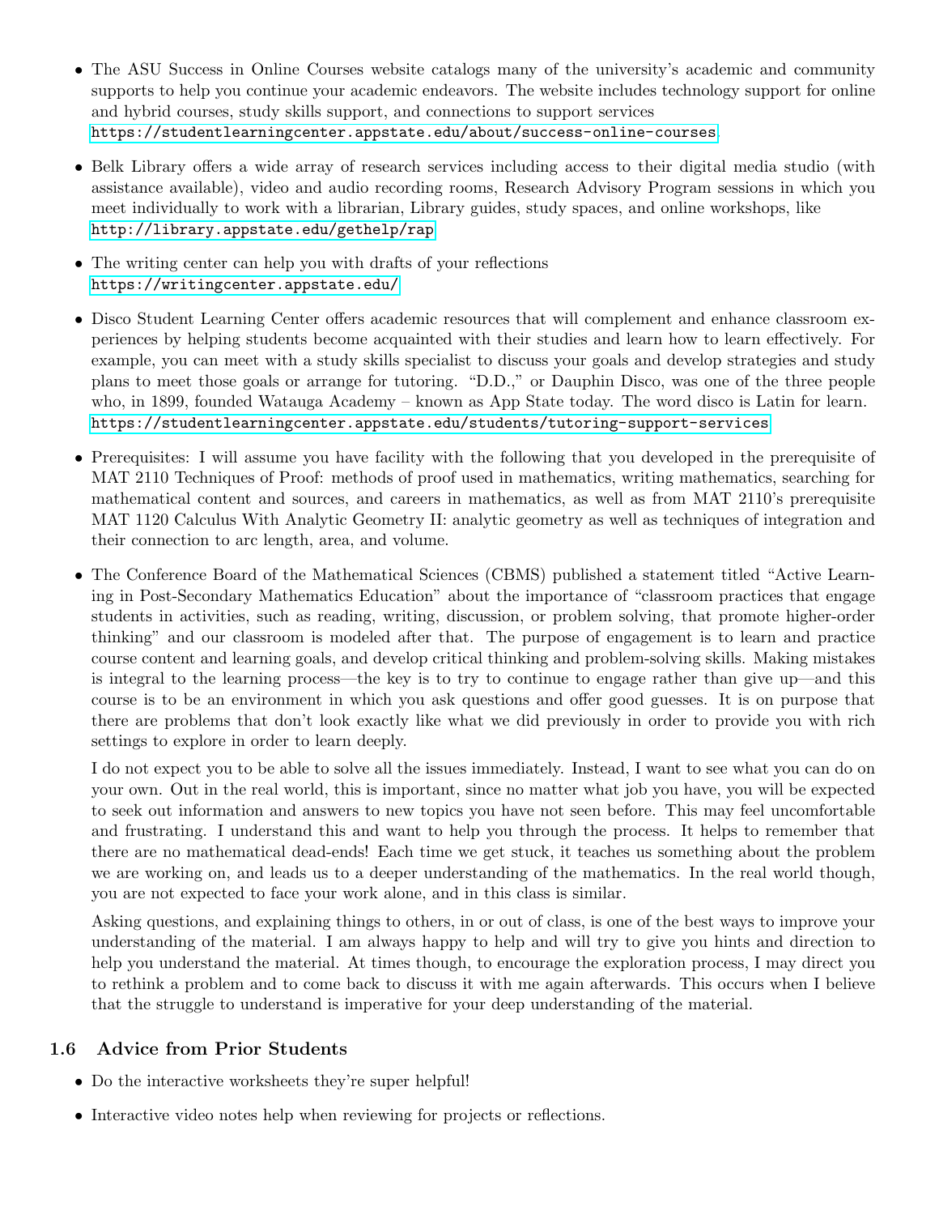- The ASU Success in Online Courses website catalogs many of the university's academic and community supports to help you continue your academic endeavors. The website includes technology support for online and hybrid courses, study skills support, and connections to support services https://studentlearningcenter.appstate.edu/about/success-online-courses.

- Belk Library offers a wide array of research services including access to their digital media studio (with assistance available), video and audio recording rooms, Research Advisory Program sessions in which you meet individually to work with a librarian, Library guides, study spaces, and online workshops, like http://library.appstate.edu/gethelp/rap

- The writing center can help you with drafts of your reflections https://writingcenter.appstate.edu/

- Disco Student Learning Center offers academic resources that will complement and enhance classroom experiences by helping students become acquainted with their studies and learn how to learn effectively. For example, you can meet with a study skills specialist to discuss your goals and develop strategies and study plans to meet those goals or arrange for tutoring. "D.D.," or Dauphin Disco, was one of the three people who, in 1899, founded Watauga Academy – known as App State today. The word disco is Latin for learn. https://studentlearningcenter.appstate.edu/students/tutoring-support-services

- Prerequisites: I will assume you have facility with the following that you developed in the prerequisite of MAT 2110 Techniques of Proof: methods of proof used in mathematics, writing mathematics, searching for mathematical content and sources, and careers in mathematics, as well as from MAT 2110's prerequisite MAT 1120 Calculus With Analytic Geometry II: analytic geometry as well as techniques of integration and their connection to arc length, area, and volume.

- The Conference Board of the Mathematical Sciences (CBMS) published a statement titled "Active Learning in Post-Secondary Mathematics Education" about the importance of "classroom practices that engage students in activities, such as reading, writing, discussion, or problem solving, that promote higher-order thinking" and our classroom is modeled after that. The purpose of engagement is to learn and practice course content and learning goals, and develop critical thinking and problem-solving skills. Making mistakes is integral to the learning process—the key is to try to continue to engage rather than give up—and this course is to be an environment in which you ask questions and offer good guesses. It is on purpose that there are problems that don't look exactly like what we did previously in order to provide you with rich settings to explore in order to learn deeply.

  I do not expect you to be able to solve all the issues immediately. Instead, I want to see what you can do on your own. Out in the real world, this is important, since no matter what job you have, you will be expected to seek out information and answers to new topics you have not seen before. This may feel uncomfortable and frustrating. I understand this and want to help you through the process. It helps to remember that there are no mathematical dead-ends! Each time we get stuck, it teaches us something about the problem we are working on, and leads us to a deeper understanding of the mathematics. In the real world though, you are not expected to face your work alone, and in this class is similar.

  Asking questions, and explaining things to others, in or out of class, is one of the best ways to improve your understanding of the material. I am always happy to help and will try to give you hints and direction to help you understand the material. At times though, to encourage the exploration process, I may direct you to rethink a problem and to come back to discuss it with me again afterwards. This occurs when I believe that the struggle to understand is imperative for your deep understanding of the material.

### 1.6 Advice from Prior Students

- Do the interactive worksheets they're super helpful!
- Interactive video notes help when reviewing for projects or reflections.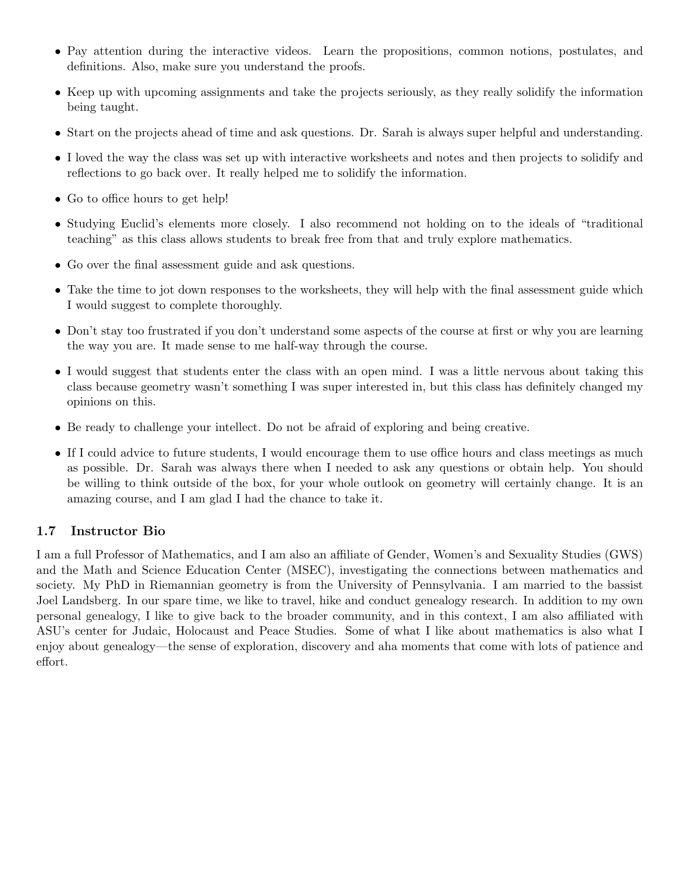- Pay attention during the interactive videos. Learn the propositions, common notions, postulates, and definitions. Also, make sure you understand the proofs.
- Keep up with upcoming assignments and take the projects seriously, as they really solidify the information being taught.
- Start on the projects ahead of time and ask questions. Dr. Sarah is always super helpful and understanding.
- I loved the way the class was set up with interactive worksheets and notes and then projects to solidify and reflections to go back over. It really helped me to solidify the information.
- Go to office hours to get help!
- Studying Euclid's elements more closely. I also recommend not holding on to the ideals of "traditional teaching" as this class allows students to break free from that and truly explore mathematics.
- Go over the final assessment guide and ask questions.
- Take the time to jot down responses to the worksheets, they will help with the final assessment guide which I would suggest to complete thoroughly.
- Don't stay too frustrated if you don't understand some aspects of the course at first or why you are learning the way you are. It made sense to me half-way through the course.
- I would suggest that students enter the class with an open mind. I was a little nervous about taking this class because geometry wasn't something I was super interested in, but this class has definitely changed my opinions on this.
- Be ready to challenge your intellect. Do not be afraid of exploring and being creative.
- If I could advice to future students, I would encourage them to use office hours and class meetings as much as possible. Dr. Sarah was always there when I needed to ask any questions or obtain help. You should be willing to think outside of the box, for your whole outlook on geometry will certainly change. It is an amazing course, and I am glad I had the chance to take it.

### 1.7 Instructor Bio

I am a full Professor of Mathematics, and I am also an affiliate of Gender, Women's and Sexuality Studies (GWS) and the Math and Science Education Center (MSEC), investigating the connections between mathematics and society. My PhD in Riemannian geometry is from the University of Pennsylvania. I am married to the bassist Joel Landsberg. In our spare time, we like to travel, hike and conduct genealogy research. In addition to my own personal genealogy, I like to give back to the broader community, and in this context, I am also affiliated with ASU's center for Judaic, Holocaust and Peace Studies. Some of what I like about mathematics is also what I enjoy about genealogy—the sense of exploration, discovery and aha moments that come with lots of patience and effort.